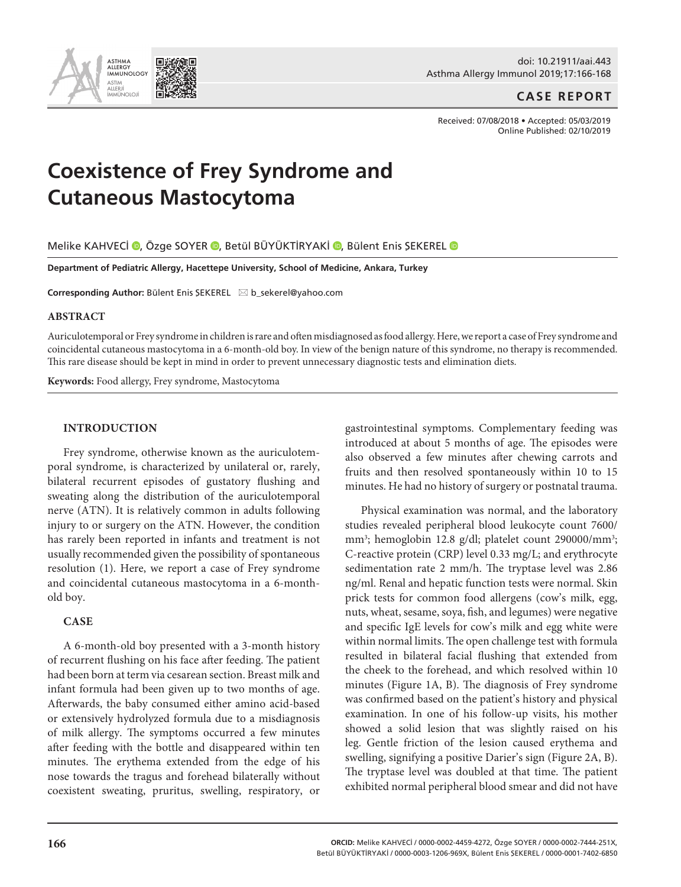CASE REPORT

Received: 07/08/2018 • Accepted: 05/03/2019
Online Published: 02/10/2019

# Coexistence of Frey Syndrome and Cutaneous Mastocytoma

Melike KAHVECİ, Özge SOYER, Betül BÜYÜKTİRYAKİ, Bülent Enis ŞEKEREL

**Department of Pediatric Allergy, Hacettepe University, School of Medicine, Ankara, Turkey**

**Corresponding Author:** Bülent Enis ŞEKEREL ✉ b_sekerel@yahoo.com

## ABSTRACT

Auriculotemporal or Frey syndrome in children is rare and often misdiagnosed as food allergy. Here, we report a case of Frey syndrome and coincidental cutaneous mastocytoma in a 6-month-old boy. In view of the benign nature of this syndrome, no therapy is recommended. This rare disease should be kept in mind in order to prevent unnecessary diagnostic tests and elimination diets.

**Keywords:** Food allergy, Frey syndrome, Mastocytoma

## INTRODUCTION

Frey syndrome, otherwise known as the auriculotemporal syndrome, is characterized by unilateral or, rarely, bilateral recurrent episodes of gustatory flushing and sweating along the distribution of the auriculotemporal nerve (ATN). It is relatively common in adults following injury to or surgery on the ATN. However, the condition has rarely been reported in infants and treatment is not usually recommended given the possibility of spontaneous resolution (1). Here, we report a case of Frey syndrome and coincidental cutaneous mastocytoma in a 6-month-old boy.

## CASE

A 6-month-old boy presented with a 3-month history of recurrent flushing on his face after feeding. The patient had been born at term via cesarean section. Breast milk and infant formula had been given up to two months of age. Afterwards, the baby consumed either amino acid-based or extensively hydrolyzed formula due to a misdiagnosis of milk allergy. The symptoms occurred a few minutes after feeding with the bottle and disappeared within ten minutes. The erythema extended from the edge of his nose towards the tragus and forehead bilaterally without coexistent sweating, pruritus, swelling, respiratory, or gastrointestinal symptoms. Complementary feeding was introduced at about 5 months of age. The episodes were also observed a few minutes after chewing carrots and fruits and then resolved spontaneously within 10 to 15 minutes. He had no history of surgery or postnatal trauma.

Physical examination was normal, and the laboratory studies revealed peripheral blood leukocyte count 7600/mm$^3$; hemoglobin 12.8 g/dl; platelet count 290000/mm$^3$; C-reactive protein (CRP) level 0.33 mg/L; and erythrocyte sedimentation rate 2 mm/h. The tryptase level was 2.86 ng/ml. Renal and hepatic function tests were normal. Skin prick tests for common food allergens (cow's milk, egg, nuts, wheat, sesame, soya, fish, and legumes) were negative and specific IgE levels for cow's milk and egg white were within normal limits. The open challenge test with formula resulted in bilateral facial flushing that extended from the cheek to the forehead, and which resolved within 10 minutes (Figure 1A, B). The diagnosis of Frey syndrome was confirmed based on the patient's history and physical examination. In one of his follow-up visits, his mother showed a solid lesion that was slightly raised on his leg. Gentle friction of the lesion caused erythema and swelling, signifying a positive Darier's sign (Figure 2A, B). The tryptase level was doubled at that time. The patient exhibited normal peripheral blood smear and did not have

ORCID: Melike KAHVECİ / 0000-0002-4459-4272, Özge SOYER / 0000-0002-7444-251X, Betül BÜYÜKTİRYAKİ / 0000-0003-1206-969X, Bülent Enis ŞEKEREL / 0000-0001-7402-6850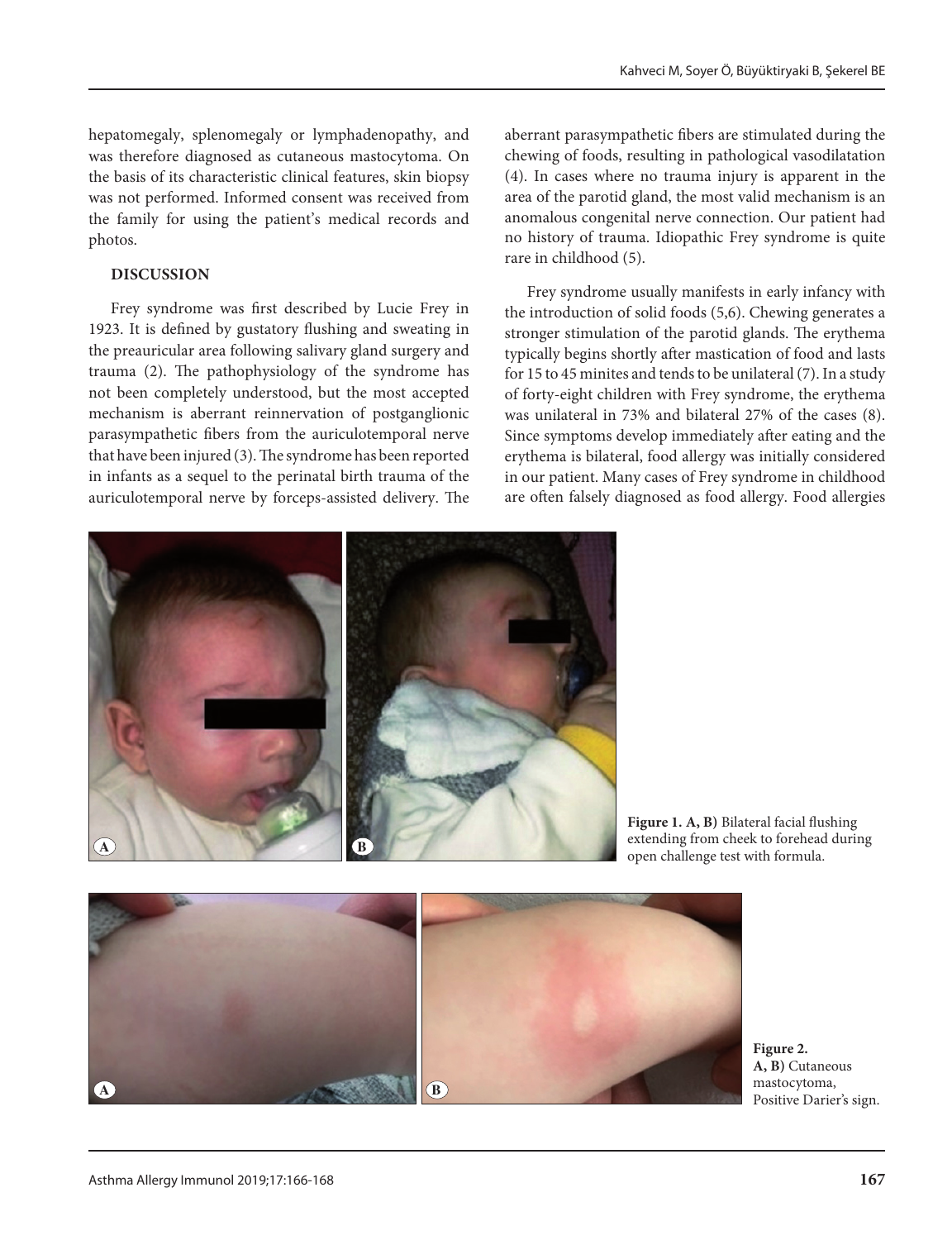hepatomegaly, splenomegaly or lymphadenopathy, and was therefore diagnosed as cutaneous mastocytoma. On the basis of its characteristic clinical features, skin biopsy was not performed. Informed consent was received from the family for using the patient's medical records and photos.

## DISCUSSION

Frey syndrome was first described by Lucie Frey in 1923. It is defined by gustatory flushing and sweating in the preauricular area following salivary gland surgery and trauma (2). The pathophysiology of the syndrome has not been completely understood, but the most accepted mechanism is aberrant reinnervation of postganglionic parasympathetic fibers from the auriculotemporal nerve that have been injured (3). The syndrome has been reported in infants as a sequel to the perinatal birth trauma of the auriculotemporal nerve by forceps-assisted delivery. The aberrant parasympathetic fibers are stimulated during the chewing of foods, resulting in pathological vasodilatation (4). In cases where no trauma injury is apparent in the area of the parotid gland, the most valid mechanism is an anomalous congenital nerve connection. Our patient had no history of trauma. Idiopathic Frey syndrome is quite rare in childhood (5).

Frey syndrome usually manifests in early infancy with the introduction of solid foods (5,6). Chewing generates a stronger stimulation of the parotid glands. The erythema typically begins shortly after mastication of food and lasts for 15 to 45 minites and tends to be unilateral (7). In a study of forty-eight children with Frey syndrome, the erythema was unilateral in 73% and bilateral 27% of the cases (8). Since symptoms develop immediately after eating and the erythema is bilateral, food allergy was initially considered in our patient. Many cases of Frey syndrome in childhood are often falsely diagnosed as food allergy. Food allergies

**Figure 1. A, B)** Bilateral facial flushing extending from cheek to forehead during open challenge test with formula.

**Figure 2. A, B)** Cutaneous mastocytoma, Positive Darier's sign.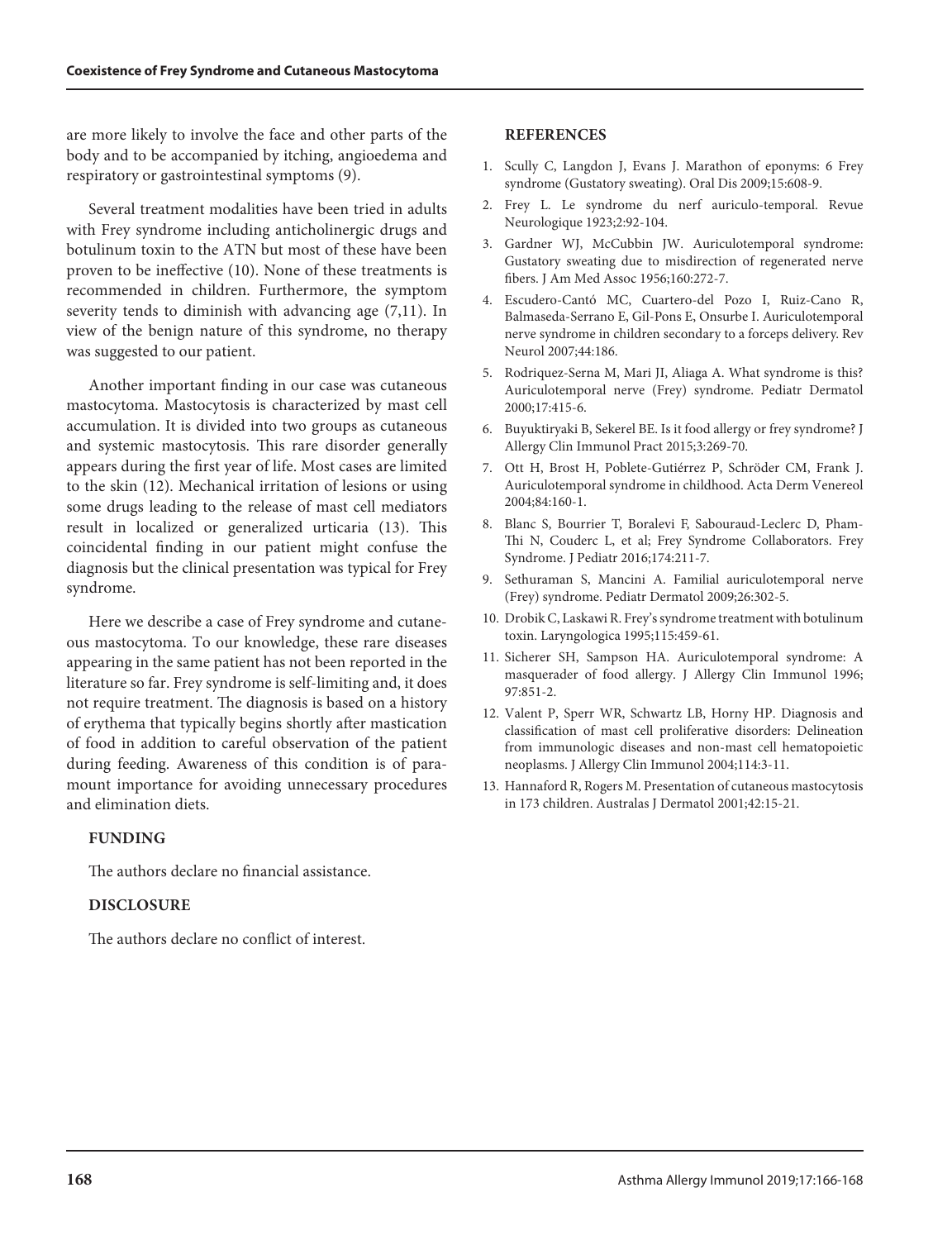are more likely to involve the face and other parts of the body and to be accompanied by itching, angioedema and respiratory or gastrointestinal symptoms (9).

Several treatment modalities have been tried in adults with Frey syndrome including anticholinergic drugs and botulinum toxin to the ATN but most of these have been proven to be ineffective (10). None of these treatments is recommended in children. Furthermore, the symptom severity tends to diminish with advancing age (7,11). In view of the benign nature of this syndrome, no therapy was suggested to our patient.

Another important finding in our case was cutaneous mastocytoma. Mastocytosis is characterized by mast cell accumulation. It is divided into two groups as cutaneous and systemic mastocytosis. This rare disorder generally appears during the first year of life. Most cases are limited to the skin (12). Mechanical irritation of lesions or using some drugs leading to the release of mast cell mediators result in localized or generalized urticaria (13). This coincidental finding in our patient might confuse the diagnosis but the clinical presentation was typical for Frey syndrome.

Here we describe a case of Frey syndrome and cutaneous mastocytoma. To our knowledge, these rare diseases appearing in the same patient has not been reported in the literature so far. Frey syndrome is self-limiting and, it does not require treatment. The diagnosis is based on a history of erythema that typically begins shortly after mastication of food in addition to careful observation of the patient during feeding. Awareness of this condition is of paramount importance for avoiding unnecessary procedures and elimination diets.

## FUNDING

The authors declare no financial assistance.

## DISCLOSURE

The authors declare no conflict of interest.

## REFERENCES

1. Scully C, Langdon J, Evans J. Marathon of eponyms: 6 Frey syndrome (Gustatory sweating). Oral Dis 2009;15:608-9.
2. Frey L. Le syndrome du nerf auriculo-temporal. Revue Neurologique 1923;2:92-104.
3. Gardner WJ, McCubbin JW. Auriculotemporal syndrome: Gustatory sweating due to misdirection of regenerated nerve fibers. J Am Med Assoc 1956;160:272-7.
4. Escudero-Cantó MC, Cuartero-del Pozo I, Ruiz-Cano R, Balmaseda-Serrano E, Gil-Pons E, Onsurbe I. Auriculotemporal nerve syndrome in children secondary to a forceps delivery. Rev Neurol 2007;44:186.
5. Rodriquez-Serna M, Mari JI, Aliaga A. What syndrome is this? Auriculotemporal nerve (Frey) syndrome. Pediatr Dermatol 2000;17:415-6.
6. Buyuktiryaki B, Sekerel BE. Is it food allergy or frey syndrome? J Allergy Clin Immunol Pract 2015;3:269-70.
7. Ott H, Brost H, Poblete-Gutiérrez P, Schröder CM, Frank J. Auriculotemporal syndrome in childhood. Acta Derm Venereol 2004;84:160-1.
8. Blanc S, Bourrier T, Boralevi F, Sabouraud-Leclerc D, Pham-Thi N, Couderc L, et al; Frey Syndrome Collaborators. Frey Syndrome. J Pediatr 2016;174:211-7.
9. Sethuraman S, Mancini A. Familial auriculotemporal nerve (Frey) syndrome. Pediatr Dermatol 2009;26:302-5.
10. Drobik C, Laskawi R. Frey's syndrome treatment with botulinum toxin. Laryngologica 1995;115:459-61.
11. Sicherer SH, Sampson HA. Auriculotemporal syndrome: A masquerader of food allergy. J Allergy Clin Immunol 1996; 97:851-2.
12. Valent P, Sperr WR, Schwartz LB, Horny HP. Diagnosis and classification of mast cell proliferative disorders: Delineation from immunologic diseases and non-mast cell hematopoietic neoplasms. J Allergy Clin Immunol 2004;114:3-11.
13. Hannaford R, Rogers M. Presentation of cutaneous mastocytosis in 173 children. Australas J Dermatol 2001;42:15-21.